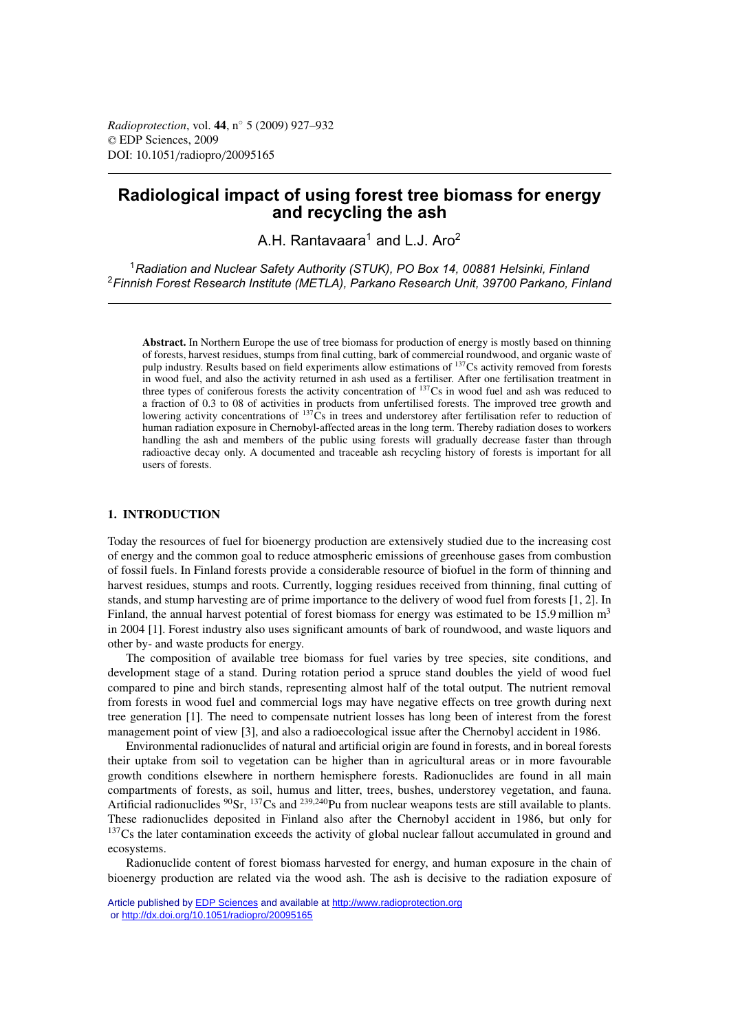# Radiological impact of using forest tree biomass for energy and recycling the ash

A.H. Rantavaara[1] and L.J. Aro[2]

[1] *Radiation and Nuclear Safety Authority (STUK), PO Box 14, 00881 Helsinki, Finland*
[2] *Finnish Forest Research Institute (METLA), Parkano Research Unit, 39700 Parkano, Finland*

**Abstract.** In Northern Europe the use of tree biomass for production of energy is mostly based on thinning of forests, harvest residues, stumps from final cutting, bark of commercial roundwood, and organic waste of pulp industry. Results based on field experiments allow estimations of $^{137}$Cs activity removed from forests in wood fuel, and also the activity returned in ash used as a fertiliser. After one fertilisation treatment in three types of coniferous forests the activity concentration of $^{137}$Cs in wood fuel and ash was reduced to a fraction of 0.3 to 08 of activities in products from unfertilised forests. The improved tree growth and lowering activity concentrations of $^{137}$Cs in trees and understorey after fertilisation refer to reduction of human radiation exposure in Chernobyl-affected areas in the long term. Thereby radiation doses to workers handling the ash and members of the public using forests will gradually decrease faster than through radioactive decay only. A documented and traceable ash recycling history of forests is important for all users of forests.

## 1. INTRODUCTION

Today the resources of fuel for bioenergy production are extensively studied due to the increasing cost of energy and the common goal to reduce atmospheric emissions of greenhouse gases from combustion of fossil fuels. In Finland forests provide a considerable resource of biofuel in the form of thinning and harvest residues, stumps and roots. Currently, logging residues received from thinning, final cutting of stands, and stump harvesting are of prime importance to the delivery of wood fuel from forests [1, 2]. In Finland, the annual harvest potential of forest biomass for energy was estimated to be 15.9 million m$^3$ in 2004 [1]. Forest industry also uses significant amounts of bark of roundwood, and waste liquors and other by- and waste products for energy.

The composition of available tree biomass for fuel varies by tree species, site conditions, and development stage of a stand. During rotation period a spruce stand doubles the yield of wood fuel compared to pine and birch stands, representing almost half of the total output. The nutrient removal from forests in wood fuel and commercial logs may have negative effects on tree growth during next tree generation [1]. The need to compensate nutrient losses has long been of interest from the forest management point of view [3], and also a radioecological issue after the Chernobyl accident in 1986.

Environmental radionuclides of natural and artificial origin are found in forests, and in boreal forests their uptake from soil to vegetation can be higher than in agricultural areas or in more favourable growth conditions elsewhere in northern hemisphere forests. Radionuclides are found in all main compartments of forests, as soil, humus and litter, trees, bushes, understorey vegetation, and fauna. Artificial radionuclides $^{90}$Sr, $^{137}$Cs and $^{239,240}$Pu from nuclear weapons tests are still available to plants. These radionuclides deposited in Finland also after the Chernobyl accident in 1986, but only for $^{137}$Cs the later contamination exceeds the activity of global nuclear fallout accumulated in ground and ecosystems.

Radionuclide content of forest biomass harvested for energy, and human exposure in the chain of bioenergy production are related via the wood ash. The ash is decisive to the radiation exposure of

Article published by EDP Sciences and available at http://www.radioprotection.org or http://dx.doi.org/10.1051/radiopro/20095165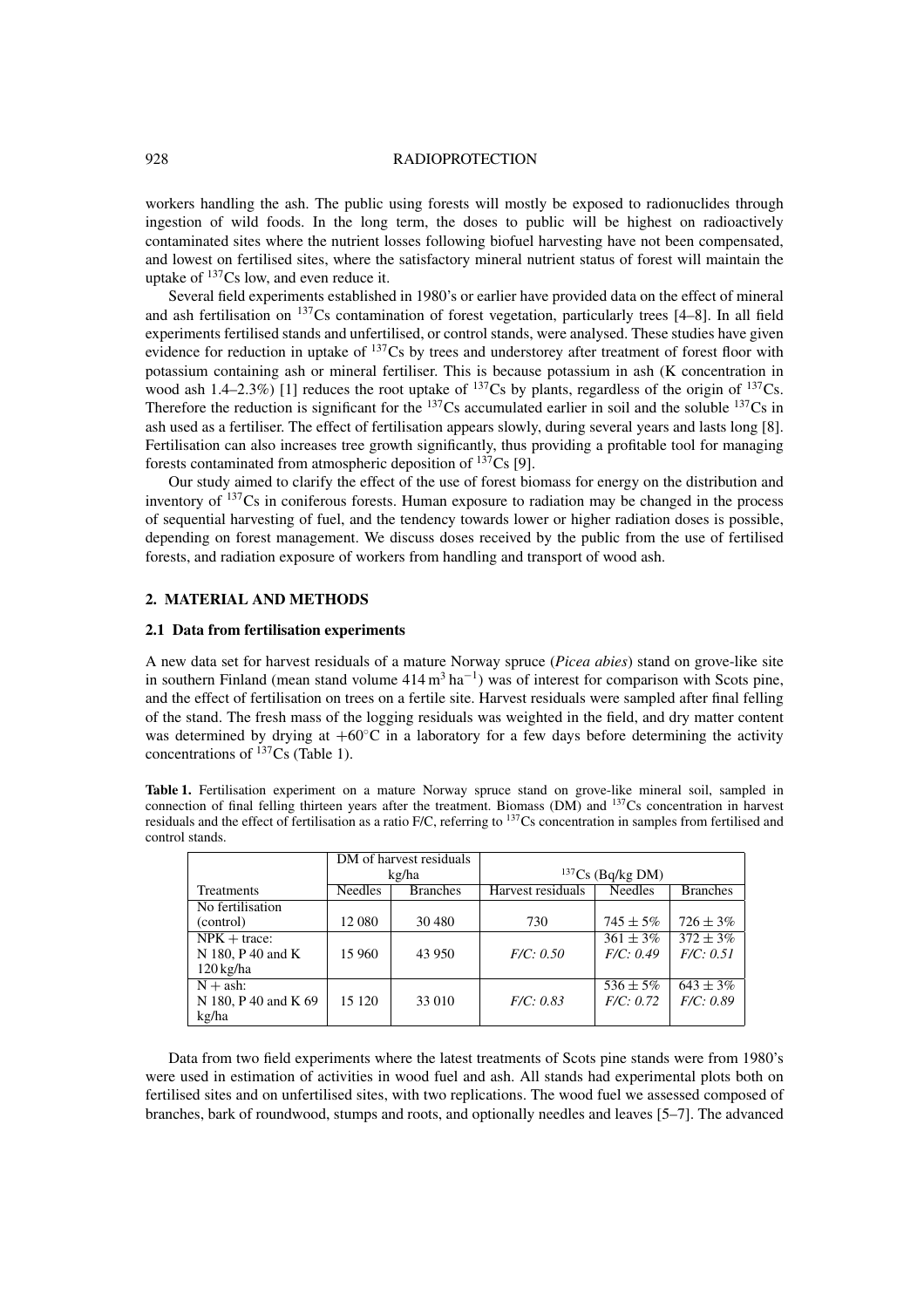workers handling the ash. The public using forests will mostly be exposed to radionuclides through ingestion of wild foods. In the long term, the doses to public will be highest on radioactively contaminated sites where the nutrient losses following biofuel harvesting have not been compensated, and lowest on fertilised sites, where the satisfactory mineral nutrient status of forest will maintain the uptake of $^{137}$Cs low, and even reduce it.

Several field experiments established in 1980's or earlier have provided data on the effect of mineral and ash fertilisation on $^{137}$Cs contamination of forest vegetation, particularly trees [4–8]. In all field experiments fertilised stands and unfertilised, or control stands, were analysed. These studies have given evidence for reduction in uptake of $^{137}$Cs by trees and understorey after treatment of forest floor with potassium containing ash or mineral fertiliser. This is because potassium in ash (K concentration in wood ash 1.4–2.3%) [1] reduces the root uptake of $^{137}$Cs by plants, regardless of the origin of $^{137}$Cs. Therefore the reduction is significant for the $^{137}$Cs accumulated earlier in soil and the soluble $^{137}$Cs in ash used as a fertiliser. The effect of fertilisation appears slowly, during several years and lasts long [8]. Fertilisation can also increases tree growth significantly, thus providing a profitable tool for managing forests contaminated from atmospheric deposition of $^{137}$Cs [9].

Our study aimed to clarify the effect of the use of forest biomass for energy on the distribution and inventory of $^{137}$Cs in coniferous forests. Human exposure to radiation may be changed in the process of sequential harvesting of fuel, and the tendency towards lower or higher radiation doses is possible, depending on forest management. We discuss doses received by the public from the use of fertilised forests, and radiation exposure of workers from handling and transport of wood ash.

## 2. MATERIAL AND METHODS

### 2.1 Data from fertilisation experiments

A new data set for harvest residuals of a mature Norway spruce (*Picea abies*) stand on grove-like site in southern Finland (mean stand volume 414 $m^3$ $ha^{-1}$) was of interest for comparison with Scots pine, and the effect of fertilisation on trees on a fertile site. Harvest residuals were sampled after final felling of the stand. The fresh mass of the logging residuals was weighted in the field, and dry matter content was determined by drying at +60°C in a laboratory for a few days before determining the activity concentrations of $^{137}$Cs (Table 1).

**Table 1.** Fertilisation experiment on a mature Norway spruce stand on grove-like mineral soil, sampled in connection of final felling thirteen years after the treatment. Biomass (DM) and $^{137}$Cs concentration in harvest residuals and the effect of fertilisation as a ratio F/C, referring to $^{137}$Cs concentration in samples from fertilised and control stands.

| | DM of harvest residuals kg/ha | | $^{137}$Cs (Bq/kg DM) | | |
|---|---|---|---|---|---|
| Treatments | Needles | Branches | Harvest residuals | Needles | Branches |
| No fertilisation (control) | 12 080 | 30 480 | 730 | 745 ± 5% | 726 ± 3% |
| NPK + trace: N 180, P 40 and K 120 kg/ha | 15 960 | 43 950 | *F/C: 0.50* | 361 ± 3% *F/C: 0.49* | 372 ± 3% *F/C: 0.51* |
| N + ash: N 180, P 40 and K 69 kg/ha | 15 120 | 33 010 | *F/C: 0.83* | 536 ± 5% *F/C: 0.72* | 643 ± 3% *F/C: 0.89* |

Data from two field experiments where the latest treatments of Scots pine stands were from 1980's were used in estimation of activities in wood fuel and ash. All stands had experimental plots both on fertilised sites and on unfertilised sites, with two replications. The wood fuel we assessed composed of branches, bark of roundwood, stumps and roots, and optionally needles and leaves [5–7]. The advanced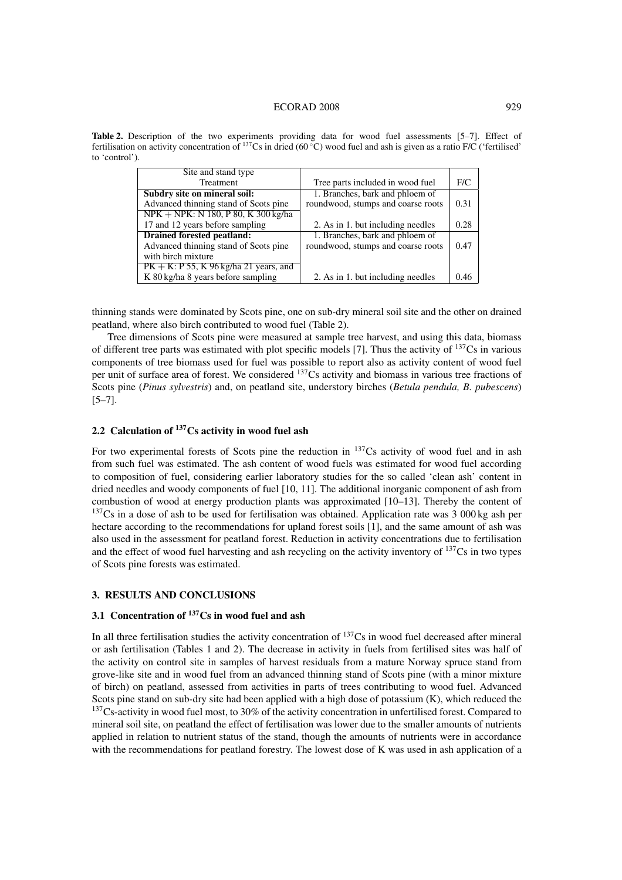**Table 2.** Description of the two experiments providing data for wood fuel assessments [5–7]. Effect of fertilisation on activity concentration of $^{137}$Cs in dried (60 °C) wood fuel and ash is given as a ratio F/C ('fertilised' to 'control').

| Site and stand type<br>Treatment | Tree parts included in wood fuel | F/C |
|---|---|---|
| **Subdry site on mineral soil:**<br>Advanced thinning stand of Scots pine | 1. Branches, bark and phloem of roundwood, stumps and coarse roots | 0.31 |
| NPK + NPK: N 180, P 80, K 300 kg/ha 17 and 12 years before sampling | 2. As in 1. but including needles | 0.28 |
| **Drained forested peatland:**<br>Advanced thinning stand of Scots pine with birch mixture | 1. Branches, bark and phloem of roundwood, stumps and coarse roots | 0.47 |
| PK + K: P 55, K 96 kg/ha 21 years, and K 80 kg/ha 8 years before sampling | 2. As in 1. but including needles | 0.46 |

thinning stands were dominated by Scots pine, one on sub-dry mineral soil site and the other on drained peatland, where also birch contributed to wood fuel (Table 2).

Tree dimensions of Scots pine were measured at sample tree harvest, and using this data, biomass of different tree parts was estimated with plot specific models [7]. Thus the activity of $^{137}$Cs in various components of tree biomass used for fuel was possible to report also as activity content of wood fuel per unit of surface area of forest. We considered $^{137}$Cs activity and biomass in various tree fractions of Scots pine (*Pinus sylvestris*) and, on peatland site, understory birches (*Betula pendula, B. pubescens*) [5–7].

### 2.2 Calculation of $^{137}$Cs activity in wood fuel ash

For two experimental forests of Scots pine the reduction in $^{137}$Cs activity of wood fuel and in ash from such fuel was estimated. The ash content of wood fuels was estimated for wood fuel according to composition of fuel, considering earlier laboratory studies for the so called 'clean ash' content in dried needles and woody components of fuel [10, 11]. The additional inorganic component of ash from combustion of wood at energy production plants was approximated [10–13]. Thereby the content of $^{137}$Cs in a dose of ash to be used for fertilisation was obtained. Application rate was 3 000 kg ash per hectare according to the recommendations for upland forest soils [1], and the same amount of ash was also used in the assessment for peatland forest. Reduction in activity concentrations due to fertilisation and the effect of wood fuel harvesting and ash recycling on the activity inventory of $^{137}$Cs in two types of Scots pine forests was estimated.

## 3. RESULTS AND CONCLUSIONS

### 3.1 Concentration of $^{137}$Cs in wood fuel and ash

In all three fertilisation studies the activity concentration of $^{137}$Cs in wood fuel decreased after mineral or ash fertilisation (Tables 1 and 2). The decrease in activity in fuels from fertilised sites was half of the activity on control site in samples of harvest residuals from a mature Norway spruce stand from grove-like site and in wood fuel from an advanced thinning stand of Scots pine (with a minor mixture of birch) on peatland, assessed from activities in parts of trees contributing to wood fuel. Advanced Scots pine stand on sub-dry site had been applied with a high dose of potassium (K), which reduced the $^{137}$Cs-activity in wood fuel most, to 30% of the activity concentration in unfertilised forest. Compared to mineral soil site, on peatland the effect of fertilisation was lower due to the smaller amounts of nutrients applied in relation to nutrient status of the stand, though the amounts of nutrients were in accordance with the recommendations for peatland forestry. The lowest dose of K was used in ash application of a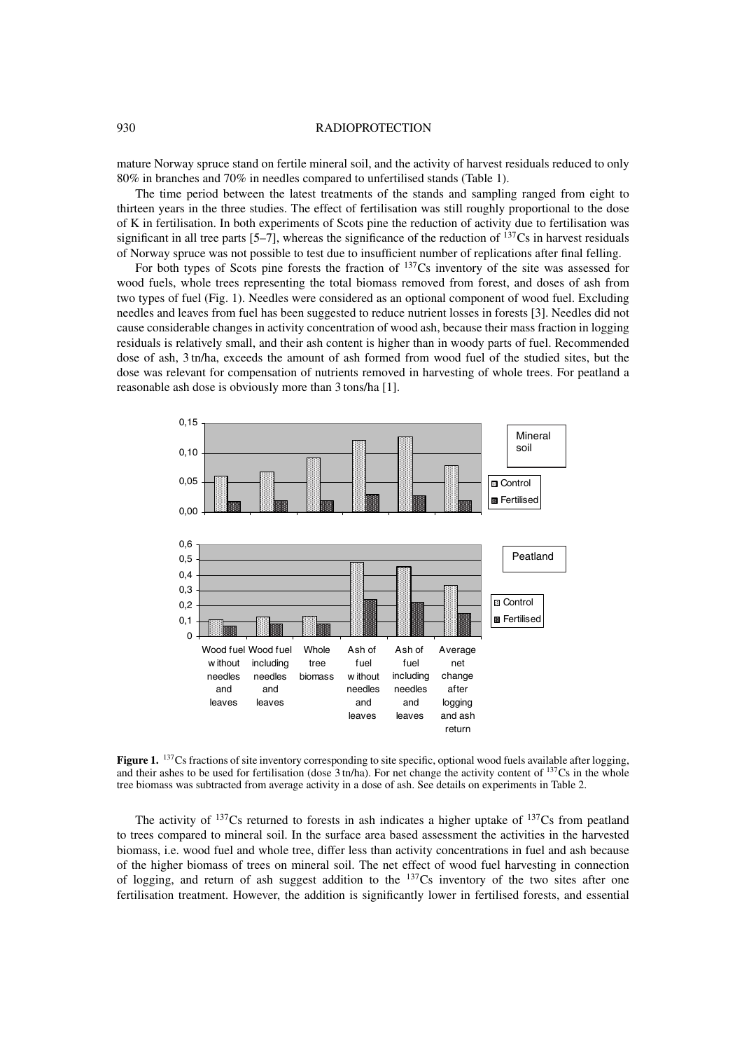mature Norway spruce stand on fertile mineral soil, and the activity of harvest residuals reduced to only 80% in branches and 70% in needles compared to unfertilised stands (Table 1).

The time period between the latest treatments of the stands and sampling ranged from eight to thirteen years in the three studies. The effect of fertilisation was still roughly proportional to the dose of K in fertilisation. In both experiments of Scots pine the reduction of activity due to fertilisation was significant in all tree parts [5–7], whereas the significance of the reduction of $^{137}Cs$ in harvest residuals of Norway spruce was not possible to test due to insufficient number of replications after final felling.

For both types of Scots pine forests the fraction of $^{137}Cs$ inventory of the site was assessed for wood fuels, whole trees representing the total biomass removed from forest, and doses of ash from two types of fuel (Fig. 1). Needles were considered as an optional component of wood fuel. Excluding needles and leaves from fuel has been suggested to reduce nutrient losses in forests [3]. Needles did not cause considerable changes in activity concentration of wood ash, because their mass fraction in logging residuals is relatively small, and their ash content is higher than in woody parts of fuel. Recommended dose of ash, 3 tn/ha, exceeds the amount of ash formed from wood fuel of the studied sites, but the dose was relevant for compensation of nutrients removed in harvesting of whole trees. For peatland a reasonable ash dose is obviously more than 3 tons/ha [1].

**Figure 1.** $^{137}Cs$ fractions of site inventory corresponding to site specific, optional wood fuels available after logging, and their ashes to be used for fertilisation (dose 3 tn/ha). For net change the activity content of $^{137}Cs$ in the whole tree biomass was subtracted from average activity in a dose of ash. See details on experiments in Table 2.

The activity of $^{137}Cs$ returned to forests in ash indicates a higher uptake of $^{137}Cs$ from peatland to trees compared to mineral soil. In the surface area based assessment the activities in the harvested biomass, i.e. wood fuel and whole tree, differ less than activity concentrations in fuel and ash because of the higher biomass of trees on mineral soil. The net effect of wood fuel harvesting in connection of logging, and return of ash suggest addition to the $^{137}Cs$ inventory of the two sites after one fertilisation treatment. However, the addition is significantly lower in fertilised forests, and essential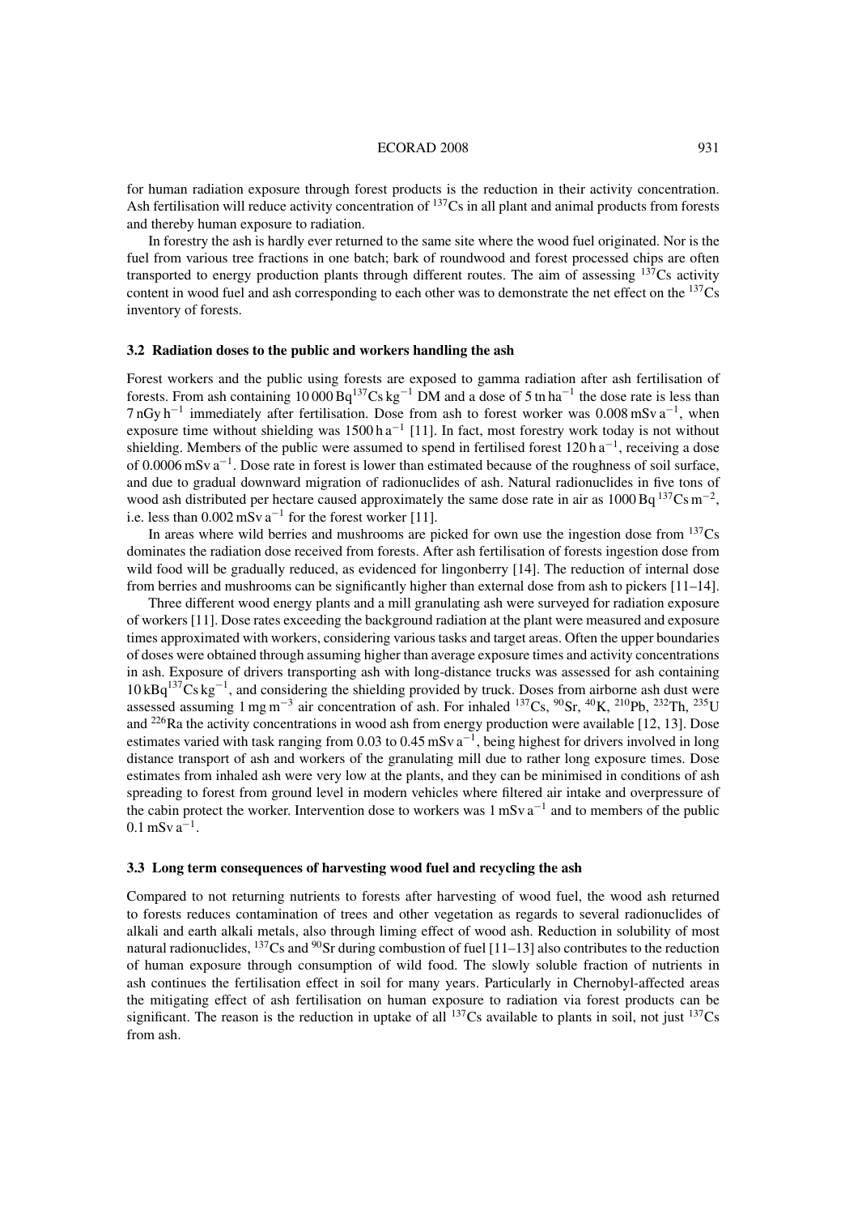for human radiation exposure through forest products is the reduction in their activity concentration. Ash fertilisation will reduce activity concentration of $^{137}$Cs in all plant and animal products from forests and thereby human exposure to radiation.

In forestry the ash is hardly ever returned to the same site where the wood fuel originated. Nor is the fuel from various tree fractions in one batch; bark of roundwood and forest processed chips are often transported to energy production plants through different routes. The aim of assessing $^{137}$Cs activity content in wood fuel and ash corresponding to each other was to demonstrate the net effect on the $^{137}$Cs inventory of forests.

### 3.2 Radiation doses to the public and workers handling the ash

Forest workers and the public using forests are exposed to gamma radiation after ash fertilisation of forests. From ash containing 10 000 Bq$^{137}$Cs kg$^{-1}$ DM and a dose of 5 tn ha$^{-1}$ the dose rate is less than 7 nGy h$^{-1}$ immediately after fertilisation. Dose from ash to forest worker was 0.008 mSv a$^{-1}$, when exposure time without shielding was 1500 h a$^{-1}$ [11]. In fact, most forestry work today is not without shielding. Members of the public were assumed to spend in fertilised forest 120 h a$^{-1}$, receiving a dose of 0.0006 mSv a$^{-1}$. Dose rate in forest is lower than estimated because of the roughness of soil surface, and due to gradual downward migration of radionuclides of ash. Natural radionuclides in five tons of wood ash distributed per hectare caused approximately the same dose rate in air as 1000 Bq $^{137}$Cs m$^{-2}$, i.e. less than 0.002 mSv a$^{-1}$ for the forest worker [11].

In areas where wild berries and mushrooms are picked for own use the ingestion dose from $^{137}$Cs dominates the radiation dose received from forests. After ash fertilisation of forests ingestion dose from wild food will be gradually reduced, as evidenced for lingonberry [14]. The reduction of internal dose from berries and mushrooms can be significantly higher than external dose from ash to pickers [11–14].

Three different wood energy plants and a mill granulating ash were surveyed for radiation exposure of workers [11]. Dose rates exceeding the background radiation at the plant were measured and exposure times approximated with workers, considering various tasks and target areas. Often the upper boundaries of doses were obtained through assuming higher than average exposure times and activity concentrations in ash. Exposure of drivers transporting ash with long-distance trucks was assessed for ash containing 10 kBq$^{137}$Cs kg$^{-1}$, and considering the shielding provided by truck. Doses from airborne ash dust were assessed assuming 1 mg m$^{-3}$ air concentration of ash. For inhaled $^{137}$Cs, $^{90}$Sr, $^{40}$K, $^{210}$Pb, $^{232}$Th, $^{235}$U and $^{226}$Ra the activity concentrations in wood ash from energy production were available [12, 13]. Dose estimates varied with task ranging from 0.03 to 0.45 mSv a$^{-1}$, being highest for drivers involved in long distance transport of ash and workers of the granulating mill due to rather long exposure times. Dose estimates from inhaled ash were very low at the plants, and they can be minimised in conditions of ash spreading to forest from ground level in modern vehicles where filtered air intake and overpressure of the cabin protect the worker. Intervention dose to workers was 1 mSv a$^{-1}$ and to members of the public 0.1 mSv a$^{-1}$.

### 3.3 Long term consequences of harvesting wood fuel and recycling the ash

Compared to not returning nutrients to forests after harvesting of wood fuel, the wood ash returned to forests reduces contamination of trees and other vegetation as regards to several radionuclides of alkali and earth alkali metals, also through liming effect of wood ash. Reduction in solubility of most natural radionuclides, $^{137}$Cs and $^{90}$Sr during combustion of fuel [11–13] also contributes to the reduction of human exposure through consumption of wild food. The slowly soluble fraction of nutrients in ash continues the fertilisation effect in soil for many years. Particularly in Chernobyl-affected areas the mitigating effect of ash fertilisation on human exposure to radiation via forest products can be significant. The reason is the reduction in uptake of all $^{137}$Cs available to plants in soil, not just $^{137}$Cs from ash.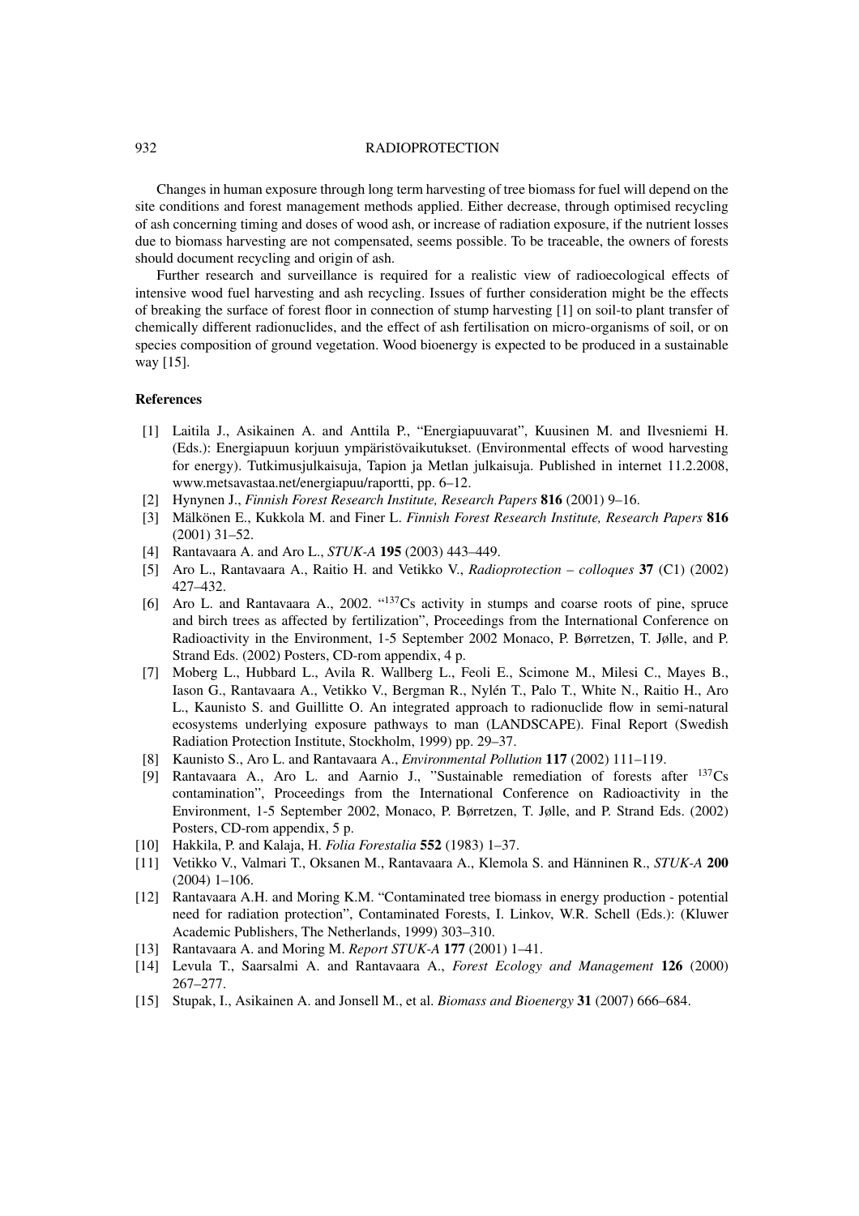Changes in human exposure through long term harvesting of tree biomass for fuel will depend on the site conditions and forest management methods applied. Either decrease, through optimised recycling of ash concerning timing and doses of wood ash, or increase of radiation exposure, if the nutrient losses due to biomass harvesting are not compensated, seems possible. To be traceable, the owners of forests should document recycling and origin of ash.

Further research and surveillance is required for a realistic view of radioecological effects of intensive wood fuel harvesting and ash recycling. Issues of further consideration might be the effects of breaking the surface of forest floor in connection of stump harvesting [1] on soil-to plant transfer of chemically different radionuclides, and the effect of ash fertilisation on micro-organisms of soil, or on species composition of ground vegetation. Wood bioenergy is expected to be produced in a sustainable way [15].

### References

[1] Laitila J., Asikainen A. and Anttila P., "Energiapuuvarat", Kuusinen M. and Ilvesniemi H. (Eds.): Energiapuun korjuun ympäristövaikutukset. (Environmental effects of wood harvesting for energy). Tutkimusjulkaisuja, Tapion ja Metlan julkaisuja. Published in internet 11.2.2008, www.metsavastaa.net/energiapuu/raportti, pp. 6–12.

[2] Hynynen J., *Finnish Forest Research Institute, Research Papers* **816** (2001) 9–16.

[3] Mälkönen E., Kukkola M. and Finer L. *Finnish Forest Research Institute, Research Papers* **816** (2001) 31–52.

[4] Rantavaara A. and Aro L., *STUK-A* **195** (2003) 443–449.

[5] Aro L., Rantavaara A., Raitio H. and Vetikko V., *Radioprotection – colloques* **37** (C1) (2002) 427–432.

[6] Aro L. and Rantavaara A., 2002. "$^{137}$Cs activity in stumps and coarse roots of pine, spruce and birch trees as affected by fertilization", Proceedings from the International Conference on Radioactivity in the Environment, 1-5 September 2002 Monaco, P. Børretzen, T. Jølle, and P. Strand Eds. (2002) Posters, CD-rom appendix, 4 p.

[7] Moberg L., Hubbard L., Avila R. Wallberg L., Feoli E., Scimone M., Milesi C., Mayes B., Iason G., Rantavaara A., Vetikko V., Bergman R., Nylén T., Palo T., White N., Raitio H., Aro L., Kaunisto S. and Guillitte O. An integrated approach to radionuclide flow in semi-natural ecosystems underlying exposure pathways to man (LANDSCAPE). Final Report (Swedish Radiation Protection Institute, Stockholm, 1999) pp. 29–37.

[8] Kaunisto S., Aro L. and Rantavaara A., *Environmental Pollution* **117** (2002) 111–119.

[9] Rantavaara A., Aro L. and Aarnio J., "Sustainable remediation of forests after $^{137}$Cs contamination", Proceedings from the International Conference on Radioactivity in the Environment, 1-5 September 2002, Monaco, P. Børretzen, T. Jølle, and P. Strand Eds. (2002) Posters, CD-rom appendix, 5 p.

[10] Hakkila, P. and Kalaja, H. *Folia Forestalia* **552** (1983) 1–37.

[11] Vetikko V., Valmari T., Oksanen M., Rantavaara A., Klemola S. and Hänninen R., *STUK-A* **200** (2004) 1–106.

[12] Rantavaara A.H. and Moring K.M. "Contaminated tree biomass in energy production - potential need for radiation protection", Contaminated Forests, I. Linkov, W.R. Schell (Eds.): (Kluwer Academic Publishers, The Netherlands, 1999) 303–310.

[13] Rantavaara A. and Moring M. *Report STUK-A* **177** (2001) 1–41.

[14] Levula T., Saarsalmi A. and Rantavaara A., *Forest Ecology and Management* **126** (2000) 267–277.

[15] Stupak, I., Asikainen A. and Jonsell M., et al. *Biomass and Bioenergy* **31** (2007) 666–684.